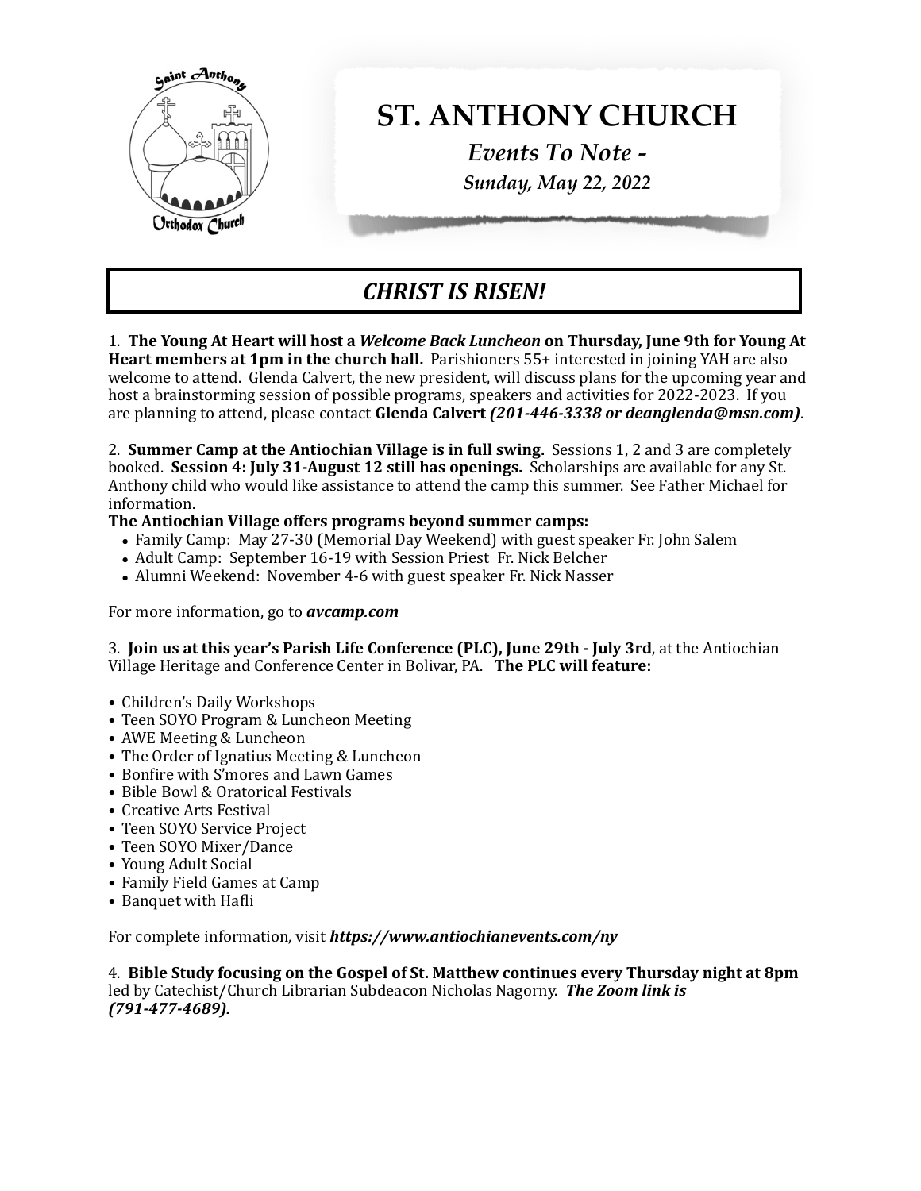# ST. ANTHONY CHURCH

*Events To Note -*

*Sunday, May 22, 2022*

## *CHRIST IS RISEN!*

1. **The Young At Heart will host a *Welcome Back Luncheon* on Thursday, June 9th for Young At Heart members at 1pm in the church hall.** Parishioners 55+ interested in joining YAH are also welcome to attend. Glenda Calvert, the new president, will discuss plans for the upcoming year and host a brainstorming session of possible programs, speakers and activities for 2022-2023. If you are planning to attend, please contact **Glenda Calvert *(201-446-3338 or deanglenda@msn.com)***.

2. **Summer Camp at the Antiochian Village is in full swing.** Sessions 1, 2 and 3 are completely booked. **Session 4: July 31-August 12 still has openings.** Scholarships are available for any St. Anthony child who would like assistance to attend the camp this summer. See Father Michael for information.

**The Antiochian Village offers programs beyond summer camps:**

- Family Camp: May 27-30 (Memorial Day Weekend) with guest speaker Fr. John Salem
- Adult Camp: September 16-19 with Session Priest Fr. Nick Belcher
- Alumni Weekend: November 4-6 with guest speaker Fr. Nick Nasser

For more information, go to ***avcamp.com***

3. **Join us at this year's Parish Life Conference (PLC), June 29th - July 3rd**, at the Antiochian Village Heritage and Conference Center in Bolivar, PA. **The PLC will feature:**

- Children's Daily Workshops
- Teen SOYO Program & Luncheon Meeting
- AWE Meeting & Luncheon
- The Order of Ignatius Meeting & Luncheon
- Bonfire with S'mores and Lawn Games
- Bible Bowl & Oratorical Festivals
- Creative Arts Festival
- Teen SOYO Service Project
- Teen SOYO Mixer/Dance
- Young Adult Social
- Family Field Games at Camp
- Banquet with Hafli

For complete information, visit ***https://www.antiochianevents.com/ny***

4. **Bible Study focusing on the Gospel of St. Matthew continues every Thursday night at 8pm** led by Catechist/Church Librarian Subdeacon Nicholas Nagorny. ***The Zoom link is (791-477-4689).***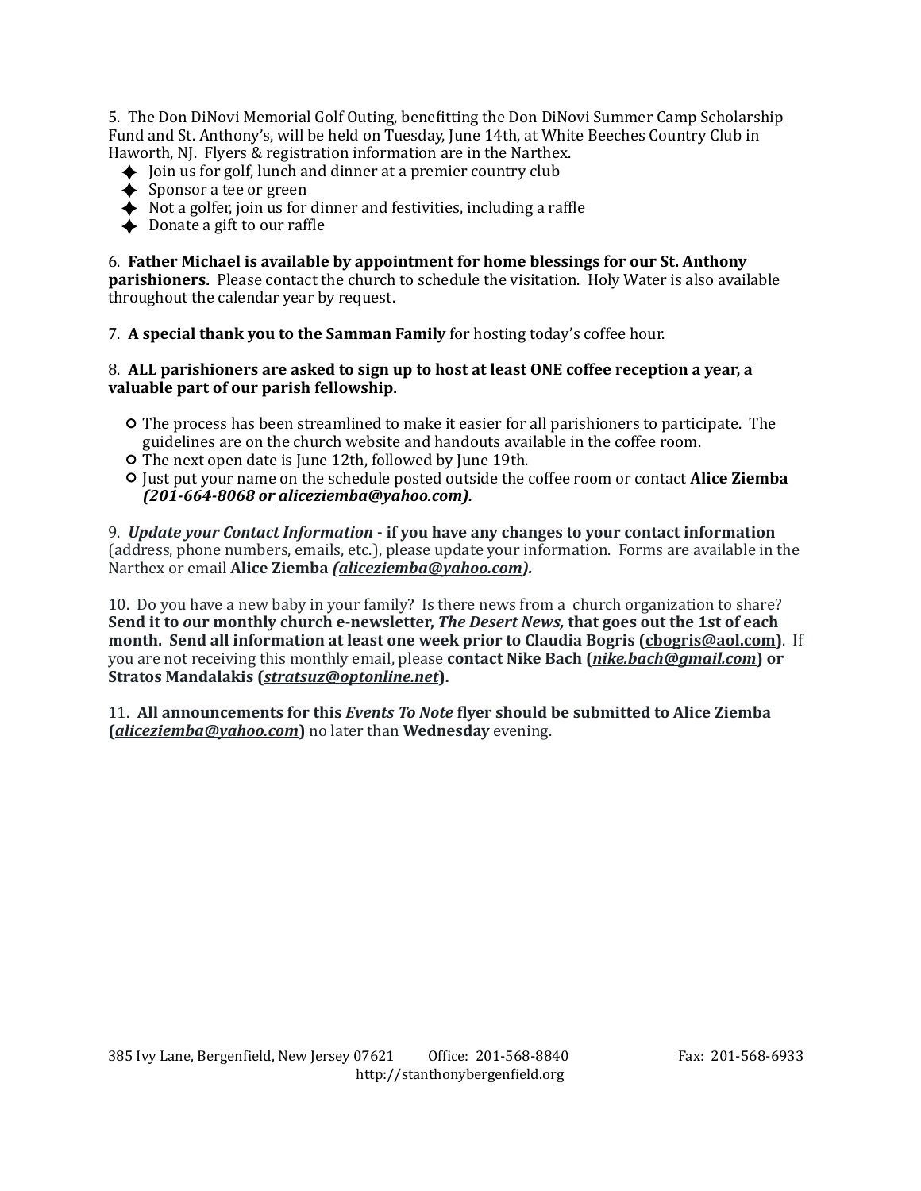5. The Don DiNovi Memorial Golf Outing, benefitting the Don DiNovi Summer Camp Scholarship Fund and St. Anthony's, will be held on Tuesday, June 14th, at White Beeches Country Club in Haworth, NJ. Flyers & registration information are in the Narthex.

- Join us for golf, lunch and dinner at a premier country club
- Sponsor a tee or green
- Not a golfer, join us for dinner and festivities, including a raffle
- Donate a gift to our raffle

6. **Father Michael is available by appointment for home blessings for our St. Anthony parishioners.** Please contact the church to schedule the visitation. Holy Water is also available throughout the calendar year by request.

7. **A special thank you to the Samman Family** for hosting today's coffee hour.

8. **ALL parishioners are asked to sign up to host at least ONE coffee reception a year, a valuable part of our parish fellowship.**

- The process has been streamlined to make it easier for all parishioners to participate. The guidelines are on the church website and handouts available in the coffee room.
- The next open date is June 12th, followed by June 19th.
- Just put your name on the schedule posted outside the coffee room or contact **Alice Ziemba** ***(201-664-8068 or aliceziemba@yahoo.com).***

9. ***Update your Contact Information* - if you have any changes to your contact information** (address, phone numbers, emails, etc.), please update your information. Forms are available in the Narthex or email **Alice Ziemba** ***(aliceziemba@yahoo.com).***

10. Do you have a new baby in your family? Is there news from a church organization to share? **Send it to our monthly church e-newsletter, *The Desert News,* that goes out the 1st of each month. Send all information at least one week prior to Claudia Bogris (cbogris@aol.com)**. If you are not receiving this monthly email, please **contact Nike Bach (*nike.bach@gmail.com*) or Stratos Mandalakis (*stratsuz@optonline.net*).**

11. **All announcements for this *Events To Note* flyer should be submitted to Alice Ziemba (*aliceziemba@yahoo.com*)** no later than **Wednesday** evening.

385 Ivy Lane, Bergenfield, New Jersey 07621 Office: 201-568-8840 Fax: 201-568-6933
http://stanthonybergenfield.org